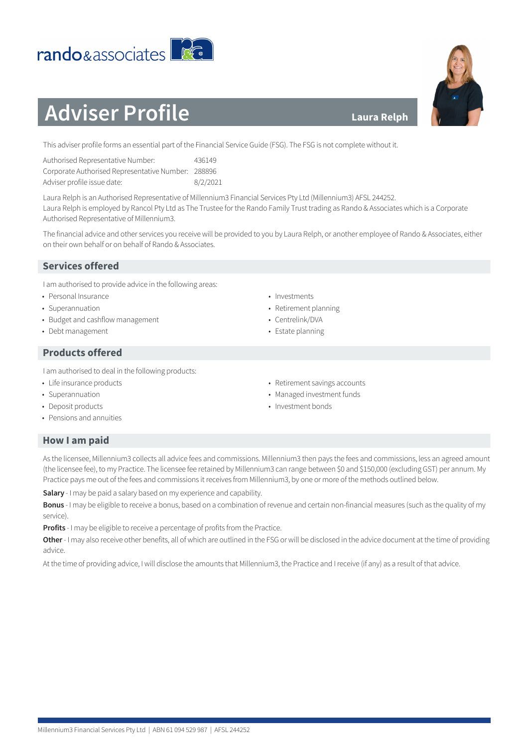rando&associates

# Adviser Profile

**Laura Relph**

This adviser profile forms an essential part of the Financial Service Guide (FSG). The FSG is not complete without it.

| | |
|---|---|
| Authorised Representative Number: | 436149 |
| Corporate Authorised Representative Number: | 288896 |
| Adviser profile issue date: | 8/2/2021 |

Laura Relph is an Authorised Representative of Millennium3 Financial Services Pty Ltd (Millennium3) AFSL 244252.
Laura Relph is employed by Rancol Pty Ltd as The Trustee for the Rando Family Trust trading as Rando & Associates which is a Corporate Authorised Representative of Millennium3.

The financial advice and other services you receive will be provided to you by Laura Relph, or another employee of Rando & Associates, either on their own behalf or on behalf of Rando & Associates.

## Services offered

I am authorised to provide advice in the following areas:

- Personal Insurance
- Superannuation
- Budget and cashflow management
- Debt management
- Investments
- Retirement planning
- Centrelink/DVA
- Estate planning

## Products offered

I am authorised to deal in the following products:

- Life insurance products
- Superannuation
- Deposit products
- Pensions and annuities
- Retirement savings accounts
- Managed investment funds
- Investment bonds

## How I am paid

As the licensee, Millennium3 collects all advice fees and commissions. Millennium3 then pays the fees and commissions, less an agreed amount (the licensee fee), to my Practice. The licensee fee retained by Millennium3 can range between $0 and $150,000 (excluding GST) per annum. My Practice pays me out of the fees and commissions it receives from Millennium3, by one or more of the methods outlined below.

**Salary** - I may be paid a salary based on my experience and capability.

**Bonus** - I may be eligible to receive a bonus, based on a combination of revenue and certain non-financial measures (such as the quality of my service).

**Profits** - I may be eligible to receive a percentage of profits from the Practice.

**Other** - I may also receive other benefits, all of which are outlined in the FSG or will be disclosed in the advice document at the time of providing advice.

At the time of providing advice, I will disclose the amounts that Millennium3, the Practice and I receive (if any) as a result of that advice.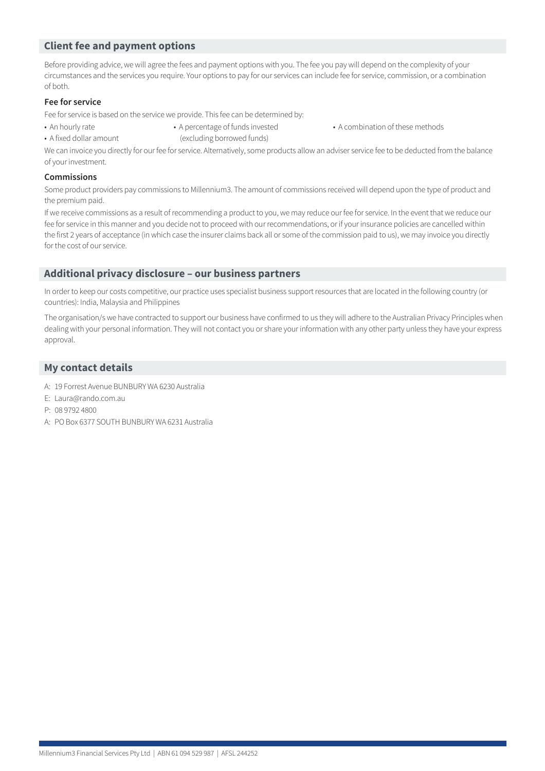## Client fee and payment options

Before providing advice, we will agree the fees and payment options with you. The fee you pay will depend on the complexity of your circumstances and the services you require. Your options to pay for our services can include fee for service, commission, or a combination of both.

### Fee for service

Fee for service is based on the service we provide. This fee can be determined by:

- An hourly rate
- A fixed dollar amount
- A percentage of funds invested (excluding borrowed funds)
- A combination of these methods

We can invoice you directly for our fee for service. Alternatively, some products allow an adviser service fee to be deducted from the balance of your investment.

### Commissions

Some product providers pay commissions to Millennium3. The amount of commissions received will depend upon the type of product and the premium paid.

If we receive commissions as a result of recommending a product to you, we may reduce our fee for service. In the event that we reduce our fee for service in this manner and you decide not to proceed with our recommendations, or if your insurance policies are cancelled within the first 2 years of acceptance (in which case the insurer claims back all or some of the commission paid to us), we may invoice you directly for the cost of our service.

## Additional privacy disclosure – our business partners

In order to keep our costs competitive, our practice uses specialist business support resources that are located in the following country (or countries): India, Malaysia and Philippines

The organisation/s we have contracted to support our business have confirmed to us they will adhere to the Australian Privacy Principles when dealing with your personal information. They will not contact you or share your information with any other party unless they have your express approval.

## My contact details

A: 19 Forrest Avenue BUNBURY WA 6230 Australia
E: Laura@rando.com.au
P: 08 9792 4800
A: PO Box 6377 SOUTH BUNBURY WA 6231 Australia

Millennium3 Financial Services Pty Ltd | ABN 61 094 529 987 | AFSL 244252